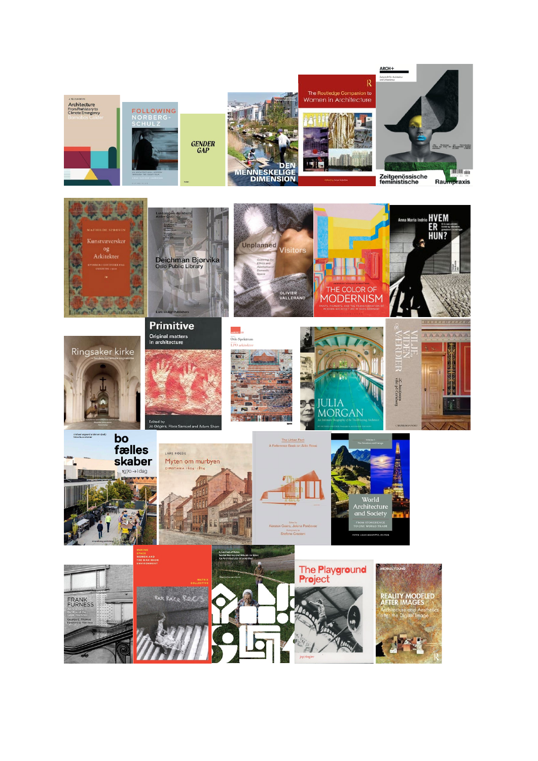Architecture From Prehistory to Climate Emergency
Barnabas Calder

FOLLOWING NORBERG-SCHULZ

GENDER GAP

DEN MENNESKELIGE DIMENSION

The Routledge Companion to Women in Architecture

ARCH+
Zeitgenössische feministische Raumpraxis

MATHILDE SPROVIN
Kunstvævere og Arkitekter

Deichman Bjørvika
Oslo Public Library
Lars Müller Publishers

Unplanned Visitors
OLIVIER VALLERAND

THE COLOR OF MODERNISM

Anna Maria Indrio
HVEM ER HUN?

Ringsaker kirke

Primitive
Original matters in architecture
Edited by Jo Odgers, Flora Samuel and Adam Sharr

Oslo Spektrum
LPO arkitekter

JULIA MORGAN

VILJE VIDEN OG VÆRDIER

bo fællesskaber
1970 → i dag

LARS ROEDE
Myten om murbyen
CHRISTIANIA 1624–1814

The Urban Fact
A Reference Book on Aldo Rossi

World Architecture and Society
FROM STONEHENGE TO ONE WORLD TRADE

FRANK FURNESS

MAKING SPACE
WOMEN AND THE MAN MADE ENVIRONMENT
MATRIX COLLECTIVE

The Playground Project

MICHAEL YOUNG
REALITY MODELED AFTER IMAGES
Architecture and Aesthetics after the Digital Image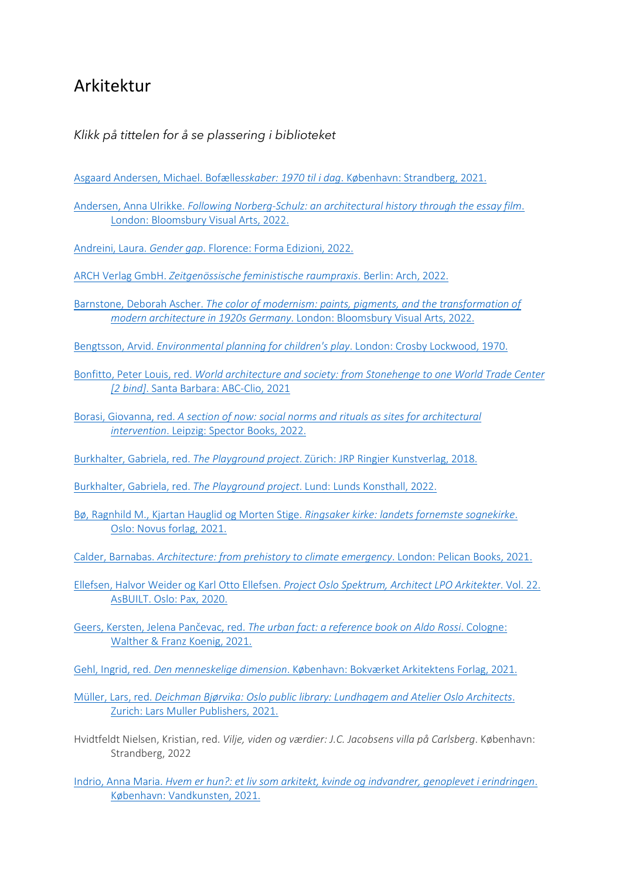# Arkitektur

*Klikk på tittelen for å se plassering i biblioteket*

Asgaard Andersen, Michael. Bofælle*sskaber: 1970 til i dag*. København: Strandberg, 2021.

Andersen, Anna Ulrikke. *Following Norberg-Schulz: an architectural history through the essay film*. London: Bloomsbury Visual Arts, 2022.

Andreini, Laura. *Gender gap*. Florence: Forma Edizioni, 2022.

ARCH Verlag GmbH. *Zeitgenössische feministische raumpraxis*. Berlin: Arch, 2022.

Barnstone, Deborah Ascher. *The color of modernism: paints, pigments, and the transformation of modern architecture in 1920s Germany*. London: Bloomsbury Visual Arts, 2022.

Bengtsson, Arvid. *Environmental planning for children's play*. London: Crosby Lockwood, 1970.

Bonfitto, Peter Louis, red. *World architecture and society: from Stonehenge to one World Trade Center [2 bind]*. Santa Barbara: ABC-Clio, 2021

Borasi, Giovanna, red. *A section of now: social norms and rituals as sites for architectural intervention*. Leipzig: Spector Books, 2022.

Burkhalter, Gabriela, red. *The Playground project*. Zürich: JRP Ringier Kunstverlag, 2018.

Burkhalter, Gabriela, red. *The Playground project*. Lund: Lunds Konsthall, 2022.

Bø, Ragnhild M., Kjartan Hauglid og Morten Stige. *Ringsaker kirke: landets fornemste sognekirke*. Oslo: Novus forlag, 2021.

Calder, Barnabas. *Architecture: from prehistory to climate emergency*. London: Pelican Books, 2021.

Ellefsen, Halvor Weider og Karl Otto Ellefsen. *Project Oslo Spektrum, Architect LPO Arkitekter*. Vol. 22. AsBUILT. Oslo: Pax, 2020.

Geers, Kersten, Jelena Pančevac, red. *The urban fact: a reference book on Aldo Rossi*. Cologne: Walther & Franz Koenig, 2021.

Gehl, Ingrid, red. *Den menneskelige dimension*. København: Bokværket Arkitektens Forlag, 2021.

Müller, Lars, red. *Deichman Bjørvika: Oslo public library: Lundhagem and Atelier Oslo Architects*. Zurich: Lars Muller Publishers, 2021.

Hvidtfeldt Nielsen, Kristian, red. *Vilje, viden og værdier: J.C. Jacobsens villa på Carlsberg*. København: Strandberg, 2022

Indrio, Anna Maria. *Hvem er hun?: et liv som arkitekt, kvinde og indvandrer, genoplevet i erindringen*. København: Vandkunsten, 2021.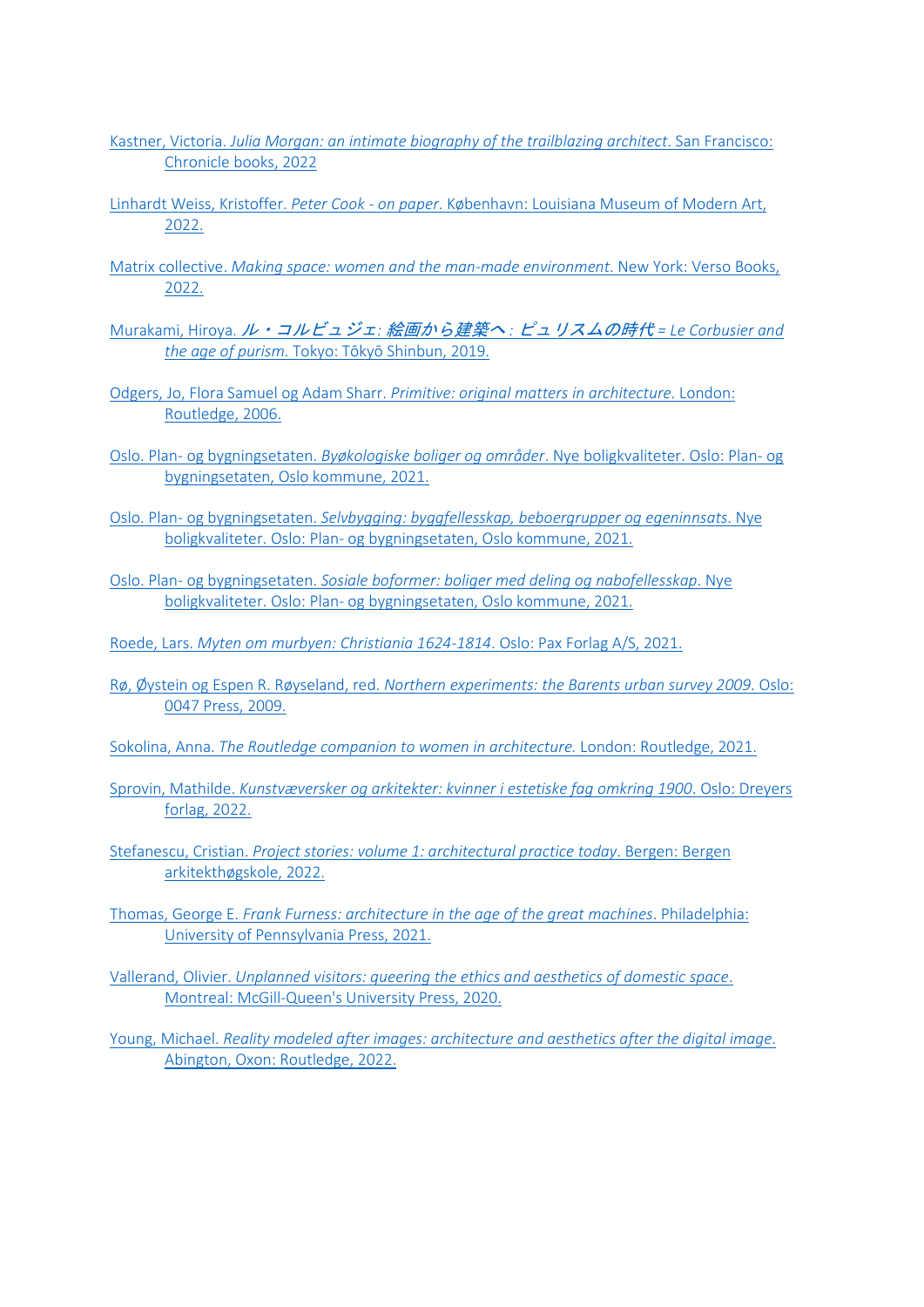Kastner, Victoria. *Julia Morgan: an intimate biography of the trailblazing architect*. San Francisco: Chronicle books, 2022

Linhardt Weiss, Kristoffer. *Peter Cook - on paper.* København: Louisiana Museum of Modern Art, 2022.

Matrix collective. *Making space: women and the man-made environment*. New York: Verso Books, 2022.

Murakami, Hiroya. *ル・コルビュジエ: 絵画から建築へ : ピュリスムの時代 = Le Corbusier and the age of purism.* Tokyo: Tōkyō Shinbun, 2019.

Odgers, Jo, Flora Samuel og Adam Sharr. *Primitive: original matters in architecture*. London: Routledge, 2006.

Oslo. Plan- og bygningsetaten. *Byøkologiske boliger og områder*. Nye boligkvaliteter. Oslo: Plan- og bygningsetaten, Oslo kommune, 2021.

Oslo. Plan- og bygningsetaten. *Selvbygging: byggfellesskap, beboergrupper og egeninnsats*. Nye boligkvaliteter. Oslo: Plan- og bygningsetaten, Oslo kommune, 2021.

Oslo. Plan- og bygningsetaten. *Sosiale boformer: boliger med deling og nabofellesskap*. Nye boligkvaliteter. Oslo: Plan- og bygningsetaten, Oslo kommune, 2021.

Roede, Lars. *Myten om murbyen: Christiania 1624-1814*. Oslo: Pax Forlag A/S, 2021.

Rø, Øystein og Espen R. Røyseland, red. *Northern experiments: the Barents urban survey 2009*. Oslo: 0047 Press, 2009.

Sokolina, Anna. *The Routledge companion to women in architecture.* London: Routledge, 2021.

Sprovin, Mathilde. *Kunstvæversker og arkitekter: kvinner i estetiske fag omkring 1900*. Oslo: Dreyers forlag, 2022.

Stefanescu, Cristian. *Project stories: volume 1: architectural practice today*. Bergen: Bergen arkitekthøgskole, 2022.

Thomas, George E. *Frank Furness: architecture in the age of the great machines*. Philadelphia: University of Pennsylvania Press, 2021.

Vallerand, Olivier. *Unplanned visitors: queering the ethics and aesthetics of domestic space*. Montreal: McGill-Queen's University Press, 2020.

Young, Michael. *Reality modeled after images: architecture and aesthetics after the digital image*. Abington, Oxon: Routledge, 2022.